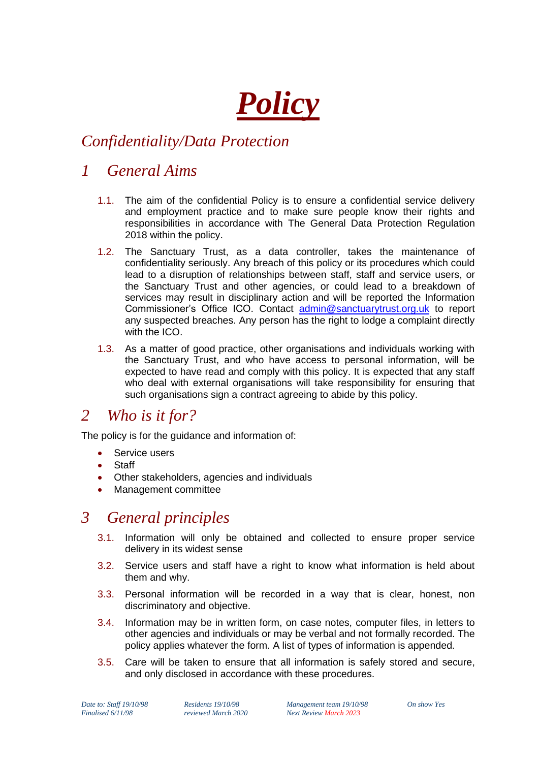# *Policy*

## *Confidentiality/Data Protection*

## *1 General Aims*

1.1. The aim of the confidential Policy is to ensure a confidential service delivery and employment practice and to make sure people know their rights and responsibilities in accordance with The General Data Protection Regulation 2018 within the policy.

1.2. The Sanctuary Trust, as a data controller, takes the maintenance of confidentiality seriously. Any breach of this policy or its procedures which could lead to a disruption of relationships between staff, staff and service users, or the Sanctuary Trust and other agencies, or could lead to a breakdown of services may result in disciplinary action and will be reported the Information Commissioner's Office ICO. Contact admin@sanctuarytrust.org.uk to report any suspected breaches. Any person has the right to lodge a complaint directly with the ICO.

1.3. As a matter of good practice, other organisations and individuals working with the Sanctuary Trust, and who have access to personal information, will be expected to have read and comply with this policy. It is expected that any staff who deal with external organisations will take responsibility for ensuring that such organisations sign a contract agreeing to abide by this policy.

## *2 Who is it for?*

The policy is for the guidance and information of:

- Service users
- Staff
- Other stakeholders, agencies and individuals
- Management committee

## *3 General principles*

3.1. Information will only be obtained and collected to ensure proper service delivery in its widest sense

3.2. Service users and staff have a right to know what information is held about them and why.

3.3. Personal information will be recorded in a way that is clear, honest, non discriminatory and objective.

3.4. Information may be in written form, on case notes, computer files, in letters to other agencies and individuals or may be verbal and not formally recorded. The policy applies whatever the form. A list of types of information is appended.

3.5. Care will be taken to ensure that all information is safely stored and secure, and only disclosed in accordance with these procedures.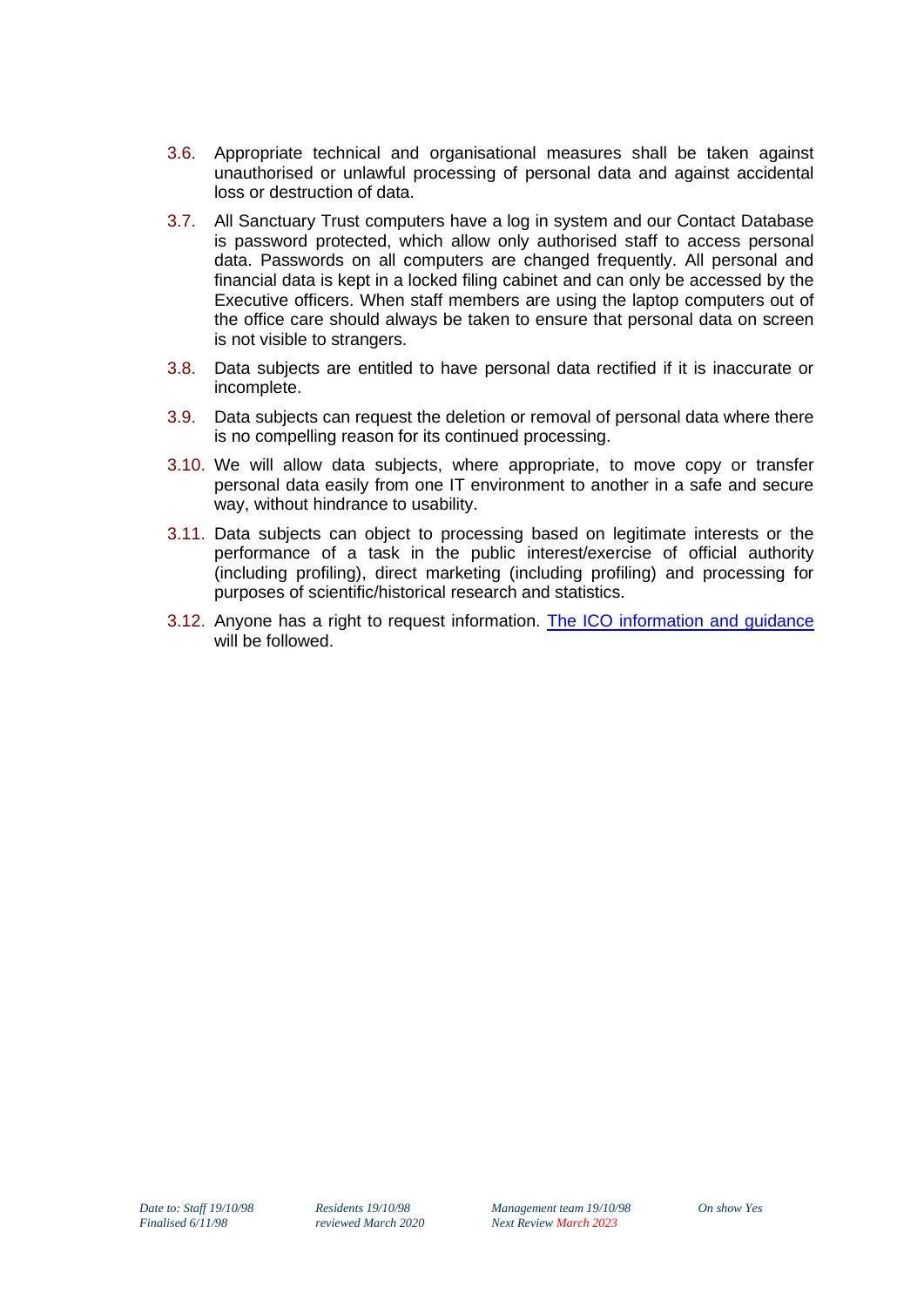3.6. Appropriate technical and organisational measures shall be taken against unauthorised or unlawful processing of personal data and against accidental loss or destruction of data.

3.7. All Sanctuary Trust computers have a log in system and our Contact Database is password protected, which allow only authorised staff to access personal data. Passwords on all computers are changed frequently. All personal and financial data is kept in a locked filing cabinet and can only be accessed by the Executive officers. When staff members are using the laptop computers out of the office care should always be taken to ensure that personal data on screen is not visible to strangers.

3.8. Data subjects are entitled to have personal data rectified if it is inaccurate or incomplete.

3.9. Data subjects can request the deletion or removal of personal data where there is no compelling reason for its continued processing.

3.10. We will allow data subjects, where appropriate, to move copy or transfer personal data easily from one IT environment to another in a safe and secure way, without hindrance to usability.

3.11. Data subjects can object to processing based on legitimate interests or the performance of a task in the public interest/exercise of official authority (including profiling), direct marketing (including profiling) and processing for purposes of scientific/historical research and statistics.

3.12. Anyone has a right to request information. The ICO information and guidance will be followed.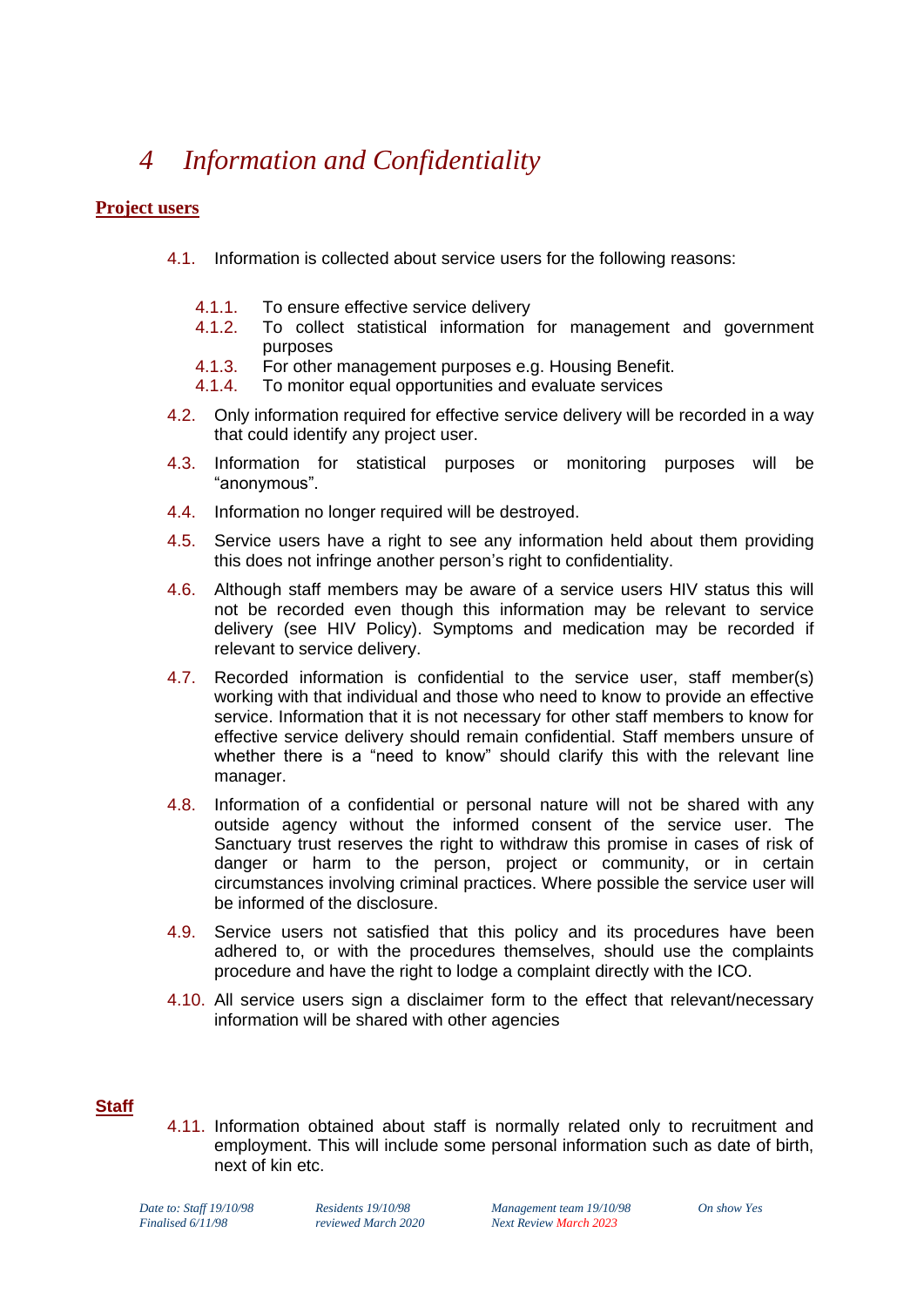# 4 Information and Confidentiality

**Project users**

4.1. Information is collected about service users for the following reasons:

4.1.1. To ensure effective service delivery
4.1.2. To collect statistical information for management and government purposes
4.1.3. For other management purposes e.g. Housing Benefit.
4.1.4. To monitor equal opportunities and evaluate services

4.2. Only information required for effective service delivery will be recorded in a way that could identify any project user.

4.3. Information for statistical purposes or monitoring purposes will be "anonymous".

4.4. Information no longer required will be destroyed.

4.5. Service users have a right to see any information held about them providing this does not infringe another person's right to confidentiality.

4.6. Although staff members may be aware of a service users HIV status this will not be recorded even though this information may be relevant to service delivery (see HIV Policy). Symptoms and medication may be recorded if relevant to service delivery.

4.7. Recorded information is confidential to the service user, staff member(s) working with that individual and those who need to know to provide an effective service. Information that it is not necessary for other staff members to know for effective service delivery should remain confidential. Staff members unsure of whether there is a "need to know" should clarify this with the relevant line manager.

4.8. Information of a confidential or personal nature will not be shared with any outside agency without the informed consent of the service user. The Sanctuary trust reserves the right to withdraw this promise in cases of risk of danger or harm to the person, project or community, or in certain circumstances involving criminal practices. Where possible the service user will be informed of the disclosure.

4.9. Service users not satisfied that this policy and its procedures have been adhered to, or with the procedures themselves, should use the complaints procedure and have the right to lodge a complaint directly with the ICO.

4.10. All service users sign a disclaimer form to the effect that relevant/necessary information will be shared with other agencies

**Staff**

4.11. Information obtained about staff is normally related only to recruitment and employment. This will include some personal information such as date of birth, next of kin etc.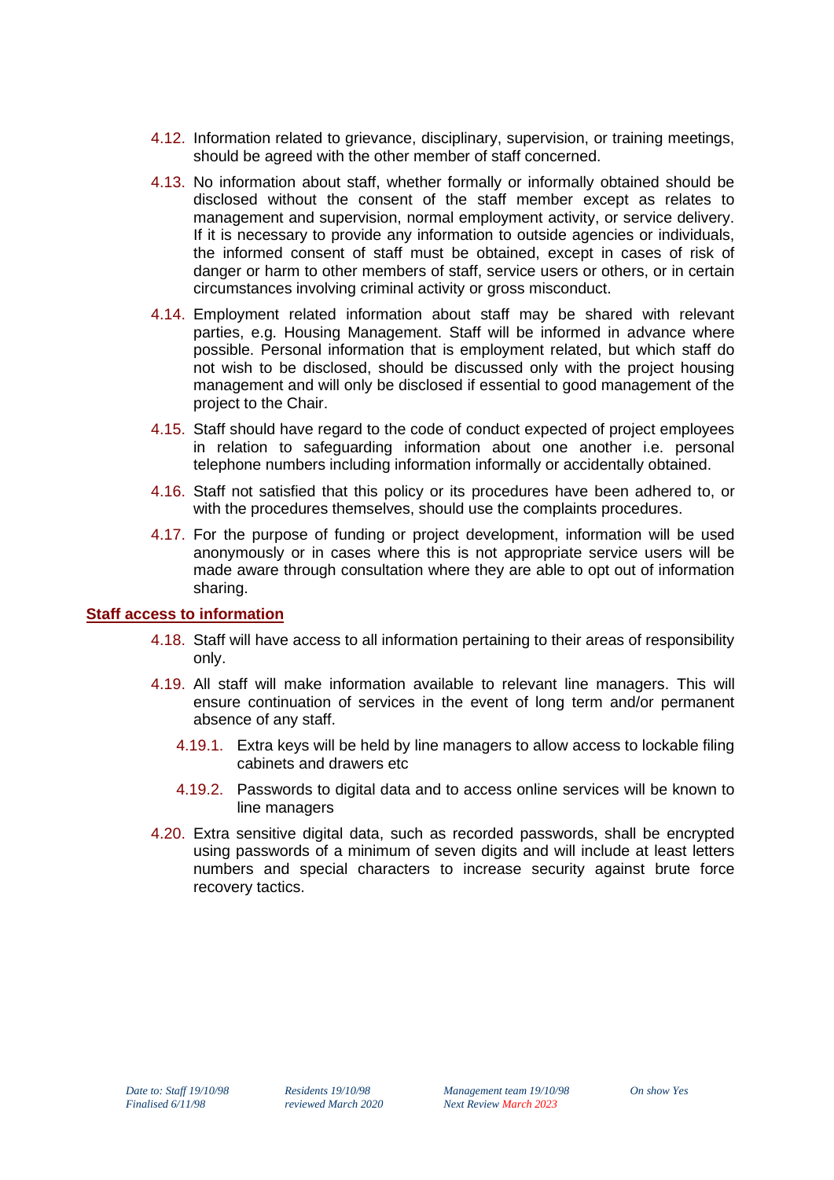4.12. Information related to grievance, disciplinary, supervision, or training meetings, should be agreed with the other member of staff concerned.

4.13. No information about staff, whether formally or informally obtained should be disclosed without the consent of the staff member except as relates to management and supervision, normal employment activity, or service delivery. If it is necessary to provide any information to outside agencies or individuals, the informed consent of staff must be obtained, except in cases of risk of danger or harm to other members of staff, service users or others, or in certain circumstances involving criminal activity or gross misconduct.

4.14. Employment related information about staff may be shared with relevant parties, e.g. Housing Management. Staff will be informed in advance where possible. Personal information that is employment related, but which staff do not wish to be disclosed, should be discussed only with the project housing management and will only be disclosed if essential to good management of the project to the Chair.

4.15. Staff should have regard to the code of conduct expected of project employees in relation to safeguarding information about one another i.e. personal telephone numbers including information informally or accidentally obtained.

4.16. Staff not satisfied that this policy or its procedures have been adhered to, or with the procedures themselves, should use the complaints procedures.

4.17. For the purpose of funding or project development, information will be used anonymously or in cases where this is not appropriate service users will be made aware through consultation where they are able to opt out of information sharing.

## Staff access to information

4.18. Staff will have access to all information pertaining to their areas of responsibility only.

4.19. All staff will make information available to relevant line managers. This will ensure continuation of services in the event of long term and/or permanent absence of any staff.

- 4.19.1. Extra keys will be held by line managers to allow access to lockable filing cabinets and drawers etc
- 4.19.2. Passwords to digital data and to access online services will be known to line managers

4.20. Extra sensitive digital data, such as recorded passwords, shall be encrypted using passwords of a minimum of seven digits and will include at least letters numbers and special characters to increase security against brute force recovery tactics.

*Date to: Staff 19/10/98 Residents 19/10/98 Management team 19/10/98 On show Yes*
*Finalised 6/11/98 reviewed March 2020 Next Review March 2023*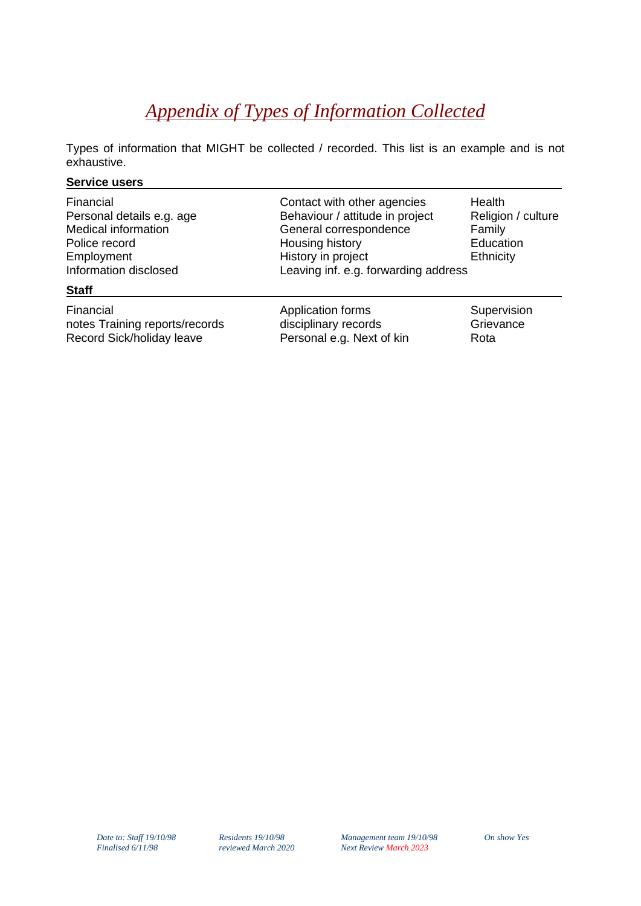# *Appendix of Types of Information Collected*

Types of information that MIGHT be collected / recorded. This list is an example and is not exhaustive.

**Service users**

| | | |
|---|---|---|
| Financial | Contact with other agencies | Health |
| Personal details e.g. age | Behaviour / attitude in project | Religion / culture |
| Medical information | General correspondence | Family |
| Police record | Housing history | Education |
| Employment | History in project | Ethnicity |
| Information disclosed | Leaving inf. e.g. forwarding address | |

**Staff**

| | | |
|---|---|---|
| Financial | Application forms | Supervision |
| notes Training reports/records | disciplinary records | Grievance |
| Record Sick/holiday leave | Personal e.g. Next of kin | Rota |

*Date to: Staff 19/10/98* *Residents 19/10/98* *Management team 19/10/98* *On show Yes*
*Finalised 6/11/98* *reviewed March 2020* *Next Review March 2023*